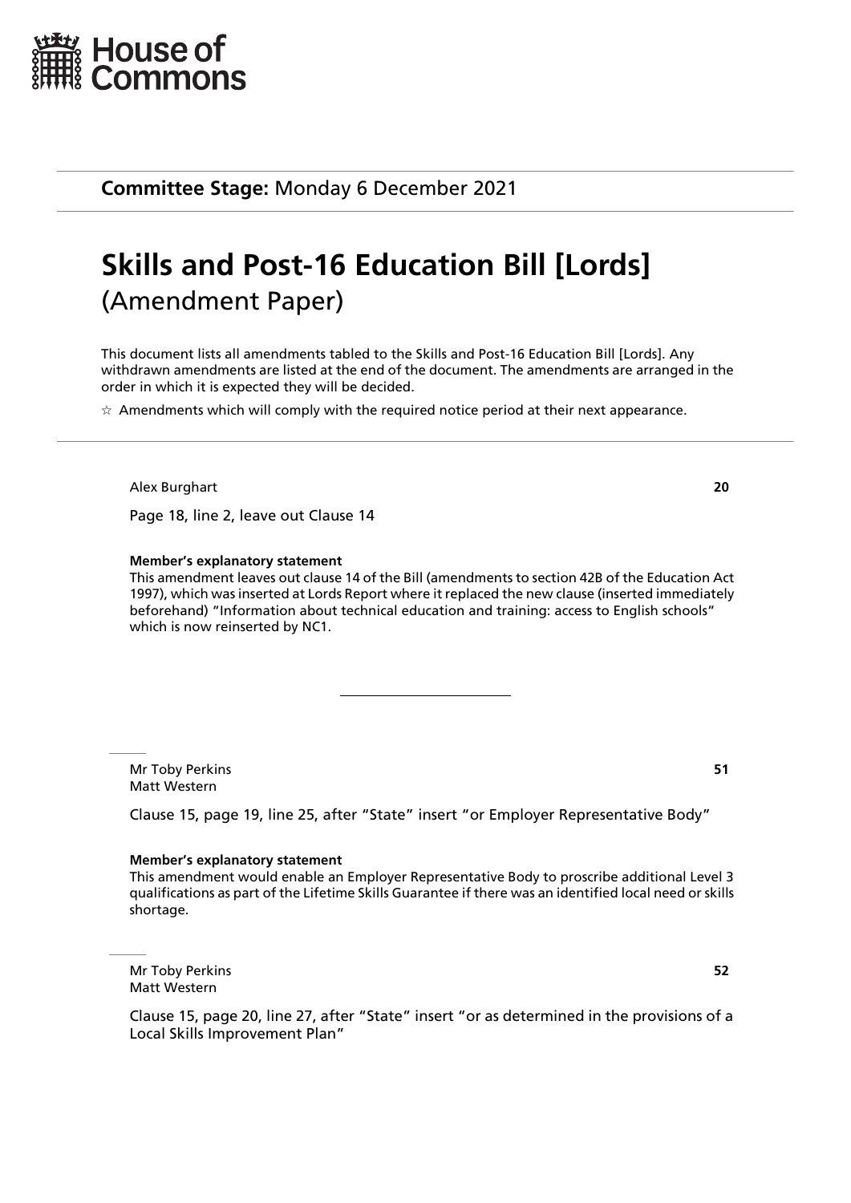House of Commons

**Committee Stage:** Monday 6 December 2021

# Skills and Post-16 Education Bill [Lords]
(Amendment Paper)

This document lists all amendments tabled to the Skills and Post-16 Education Bill [Lords]. Any withdrawn amendments are listed at the end of the document. The amendments are arranged in the order in which it is expected they will be decided.

☆ Amendments which will comply with the required notice period at their next appearance.

---

Alex Burghart **20**

Page 18, line 2, leave out Clause 14

**Member's explanatory statement**
This amendment leaves out clause 14 of the Bill (amendments to section 42B of the Education Act 1997), which was inserted at Lords Report where it replaced the new clause (inserted immediately beforehand) "Information about technical education and training: access to English schools" which is now reinserted by NC1.

---

Mr Toby Perkins **51**
Matt Western

Clause 15, page 19, line 25, after "State" insert "or Employer Representative Body"

**Member's explanatory statement**
This amendment would enable an Employer Representative Body to proscribe additional Level 3 qualifications as part of the Lifetime Skills Guarantee if there was an identified local need or skills shortage.

Mr Toby Perkins **52**
Matt Western

Clause 15, page 20, line 27, after "State" insert "or as determined in the provisions of a Local Skills Improvement Plan"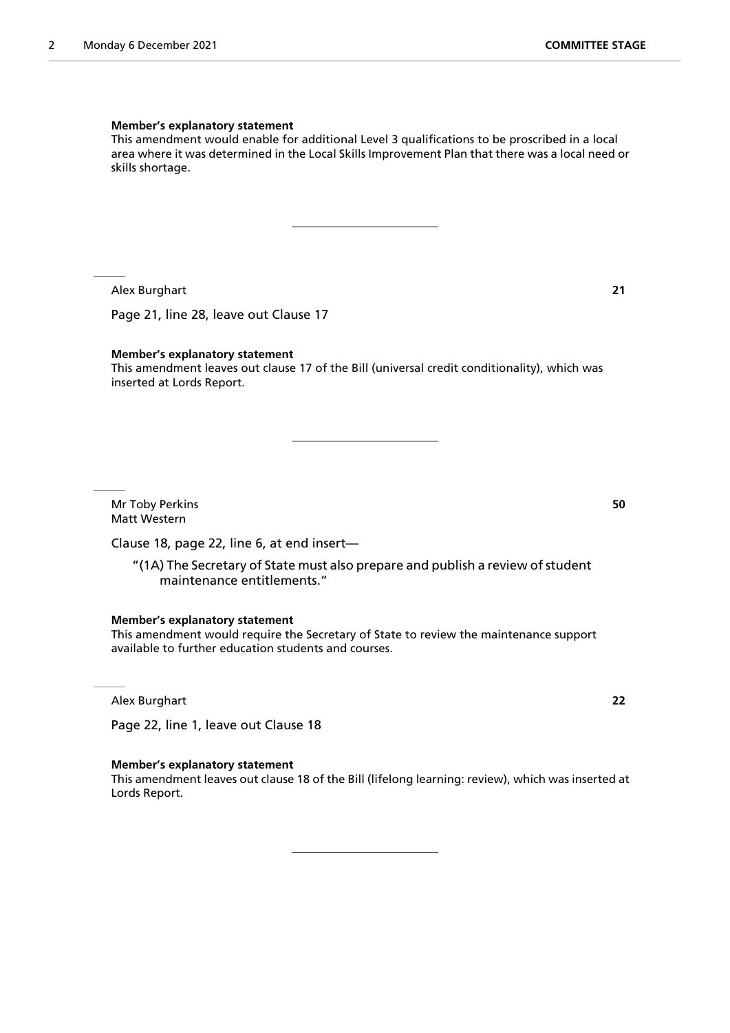**Member's explanatory statement**

This amendment would enable for additional Level 3 qualifications to be proscribed in a local area where it was determined in the Local Skills Improvement Plan that there was a local need or skills shortage.

---

Alex Burghart **21**

Page 21, line 28, leave out Clause 17

**Member's explanatory statement**

This amendment leaves out clause 17 of the Bill (universal credit conditionality), which was inserted at Lords Report.

---

Mr Toby Perkins **50**
Matt Western

Clause 18, page 22, line 6, at end insert—

"(1A) The Secretary of State must also prepare and publish a review of student maintenance entitlements."

**Member's explanatory statement**

This amendment would require the Secretary of State to review the maintenance support available to further education students and courses.

Alex Burghart **22**

Page 22, line 1, leave out Clause 18

**Member's explanatory statement**

This amendment leaves out clause 18 of the Bill (lifelong learning: review), which was inserted at Lords Report.

---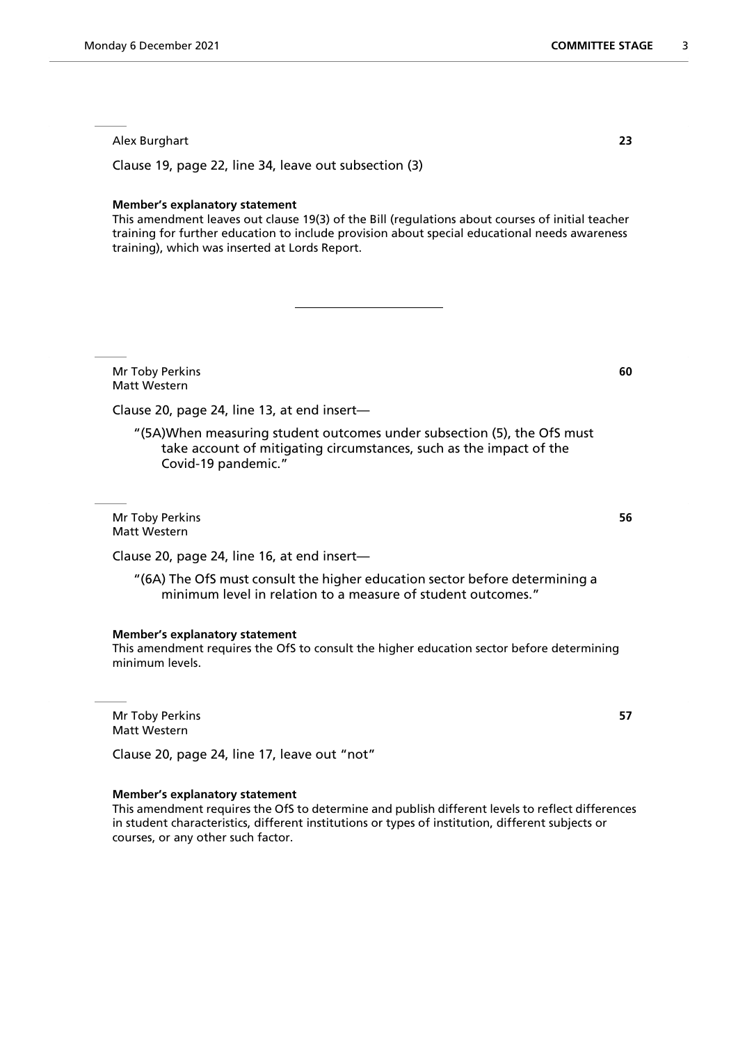Alex Burghart **23**

Clause 19, page 22, line 34, leave out subsection (3)

**Member's explanatory statement**

This amendment leaves out clause 19(3) of the Bill (regulations about courses of initial teacher training for further education to include provision about special educational needs awareness training), which was inserted at Lords Report.

---

Mr Toby Perkins **60**
Matt Western

Clause 20, page 24, line 13, at end insert—

> "(5A)When measuring student outcomes under subsection (5), the OfS must take account of mitigating circumstances, such as the impact of the Covid-19 pandemic."

Mr Toby Perkins **56**
Matt Western

Clause 20, page 24, line 16, at end insert—

> "(6A) The OfS must consult the higher education sector before determining a minimum level in relation to a measure of student outcomes."

**Member's explanatory statement**

This amendment requires the OfS to consult the higher education sector before determining minimum levels.

Mr Toby Perkins **57**
Matt Western

Clause 20, page 24, line 17, leave out "not"

**Member's explanatory statement**

This amendment requires the OfS to determine and publish different levels to reflect differences in student characteristics, different institutions or types of institution, different subjects or courses, or any other such factor.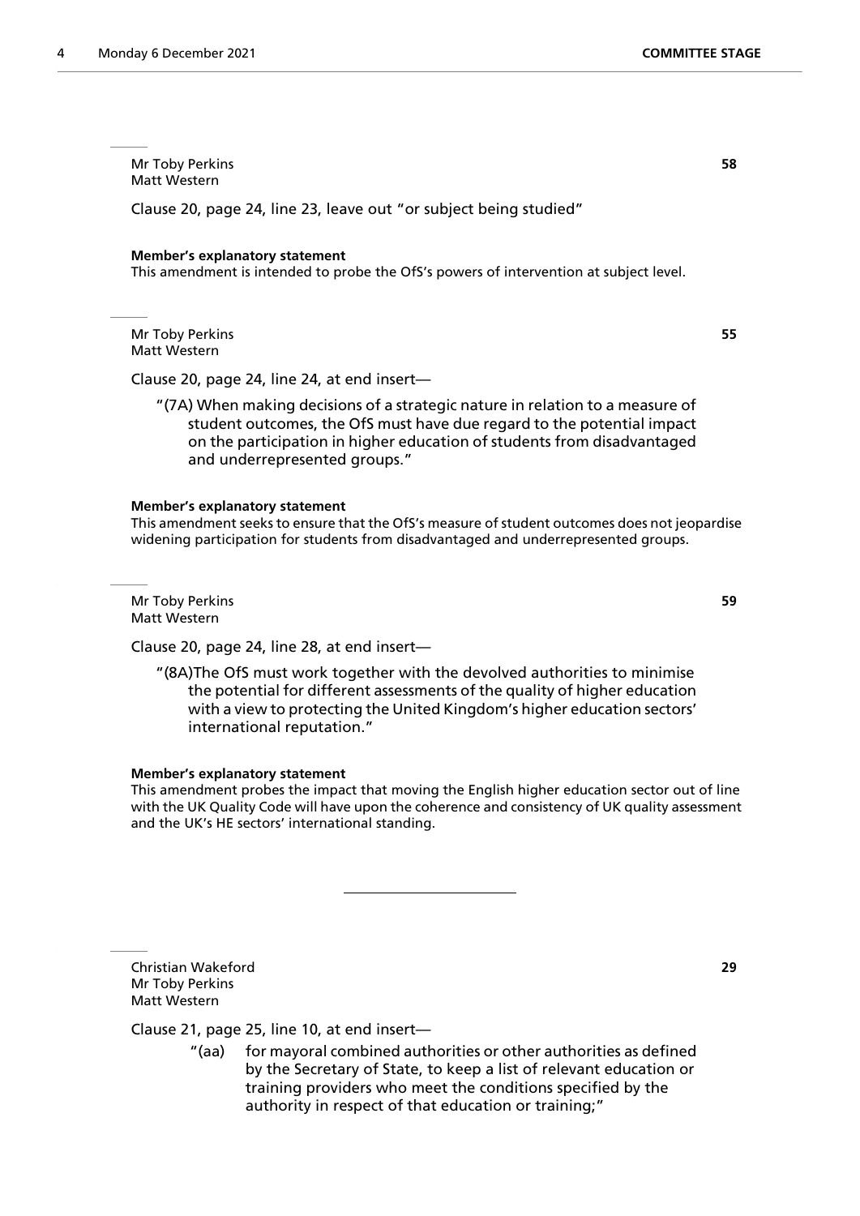Mr Toby Perkins
Matt Western

**58**

Clause 20, page 24, line 23, leave out "or subject being studied"

**Member's explanatory statement**

This amendment is intended to probe the OfS's powers of intervention at subject level.

---

Mr Toby Perkins
Matt Western

**55**

Clause 20, page 24, line 24, at end insert—

"(7A) When making decisions of a strategic nature in relation to a measure of student outcomes, the OfS must have due regard to the potential impact on the participation in higher education of students from disadvantaged and underrepresented groups."

**Member's explanatory statement**

This amendment seeks to ensure that the OfS's measure of student outcomes does not jeopardise widening participation for students from disadvantaged and underrepresented groups.

---

Mr Toby Perkins
Matt Western

**59**

Clause 20, page 24, line 28, at end insert—

"(8A)The OfS must work together with the devolved authorities to minimise the potential for different assessments of the quality of higher education with a view to protecting the United Kingdom's higher education sectors' international reputation."

**Member's explanatory statement**

This amendment probes the impact that moving the English higher education sector out of line with the UK Quality Code will have upon the coherence and consistency of UK quality assessment and the UK's HE sectors' international standing.

---

Christian Wakeford
Mr Toby Perkins
Matt Western

**29**

Clause 21, page 25, line 10, at end insert—

"(aa) for mayoral combined authorities or other authorities as defined by the Secretary of State, to keep a list of relevant education or training providers who meet the conditions specified by the authority in respect of that education or training;"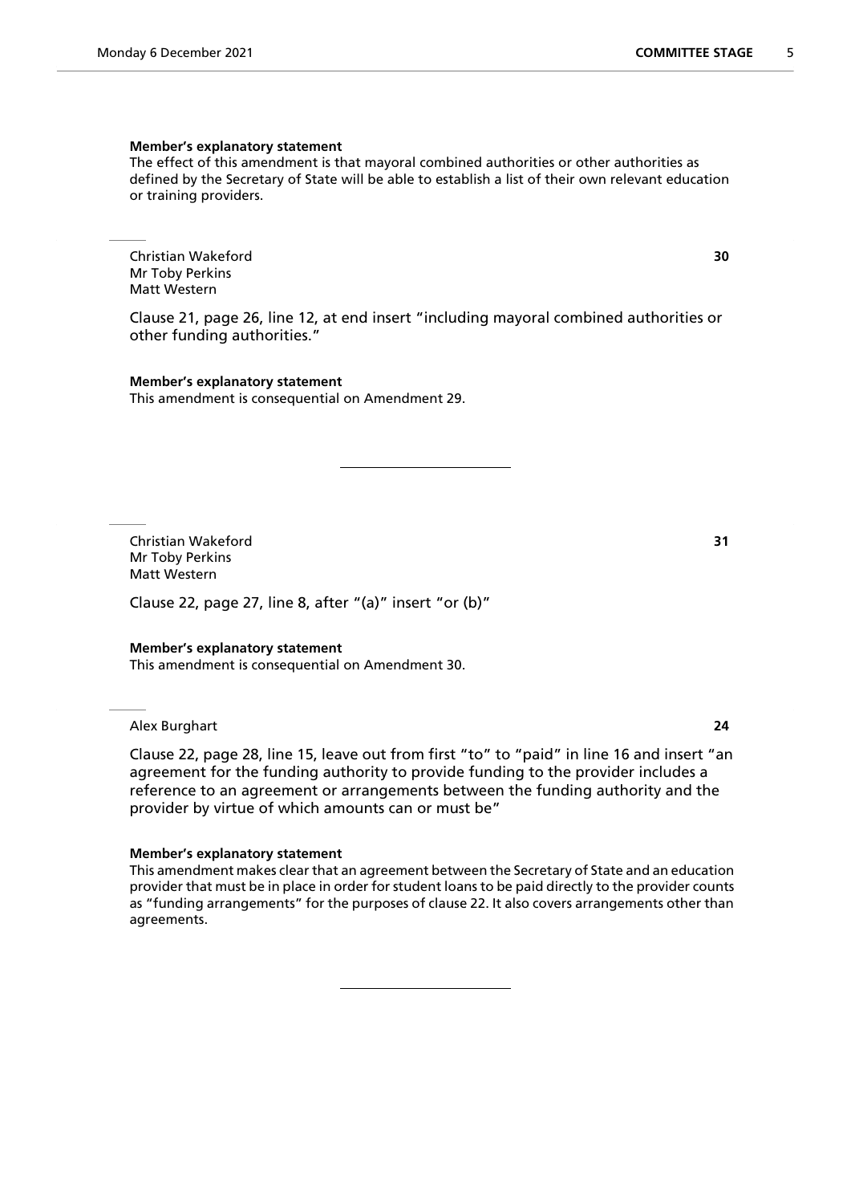**Member's explanatory statement**

The effect of this amendment is that mayoral combined authorities or other authorities as defined by the Secretary of State will be able to establish a list of their own relevant education or training providers.

---

Christian Wakeford
Mr Toby Perkins
Matt Western

**30**

Clause 21, page 26, line 12, at end insert "including mayoral combined authorities or other funding authorities."

**Member's explanatory statement**

This amendment is consequential on Amendment 29.

---

Christian Wakeford
Mr Toby Perkins
Matt Western

**31**

Clause 22, page 27, line 8, after "(a)" insert "or (b)"

**Member's explanatory statement**

This amendment is consequential on Amendment 30.

---

Alex Burghart

**24**

Clause 22, page 28, line 15, leave out from first "to" to "paid" in line 16 and insert "an agreement for the funding authority to provide funding to the provider includes a reference to an agreement or arrangements between the funding authority and the provider by virtue of which amounts can or must be"

**Member's explanatory statement**

This amendment makes clear that an agreement between the Secretary of State and an education provider that must be in place in order for student loans to be paid directly to the provider counts as "funding arrangements" for the purposes of clause 22. It also covers arrangements other than agreements.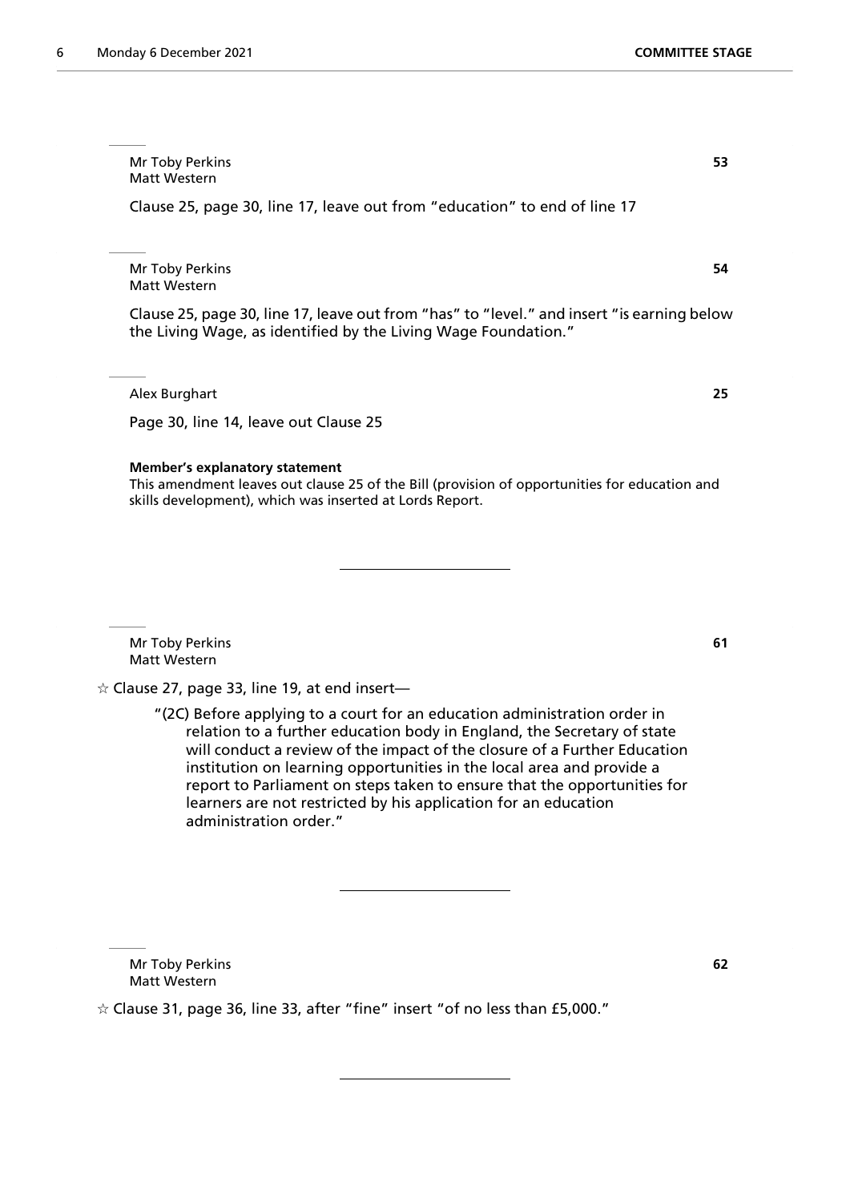Mr Toby Perkins
Matt Western

**53**

Clause 25, page 30, line 17, leave out from "education" to end of line 17

---

Mr Toby Perkins
Matt Western

**54**

Clause 25, page 30, line 17, leave out from "has" to "level." and insert "is earning below the Living Wage, as identified by the Living Wage Foundation."

---

Alex Burghart

**25**

Page 30, line 14, leave out Clause 25

**Member's explanatory statement**
This amendment leaves out clause 25 of the Bill (provision of opportunities for education and skills development), which was inserted at Lords Report.

---

Mr Toby Perkins
Matt Western

**61**

☆ Clause 27, page 33, line 19, at end insert—

> "(2C) Before applying to a court for an education administration order in relation to a further education body in England, the Secretary of state will conduct a review of the impact of the closure of a Further Education institution on learning opportunities in the local area and provide a report to Parliament on steps taken to ensure that the opportunities for learners are not restricted by his application for an education administration order."

---

Mr Toby Perkins
Matt Western

**62**

☆ Clause 31, page 36, line 33, after "fine" insert "of no less than £5,000."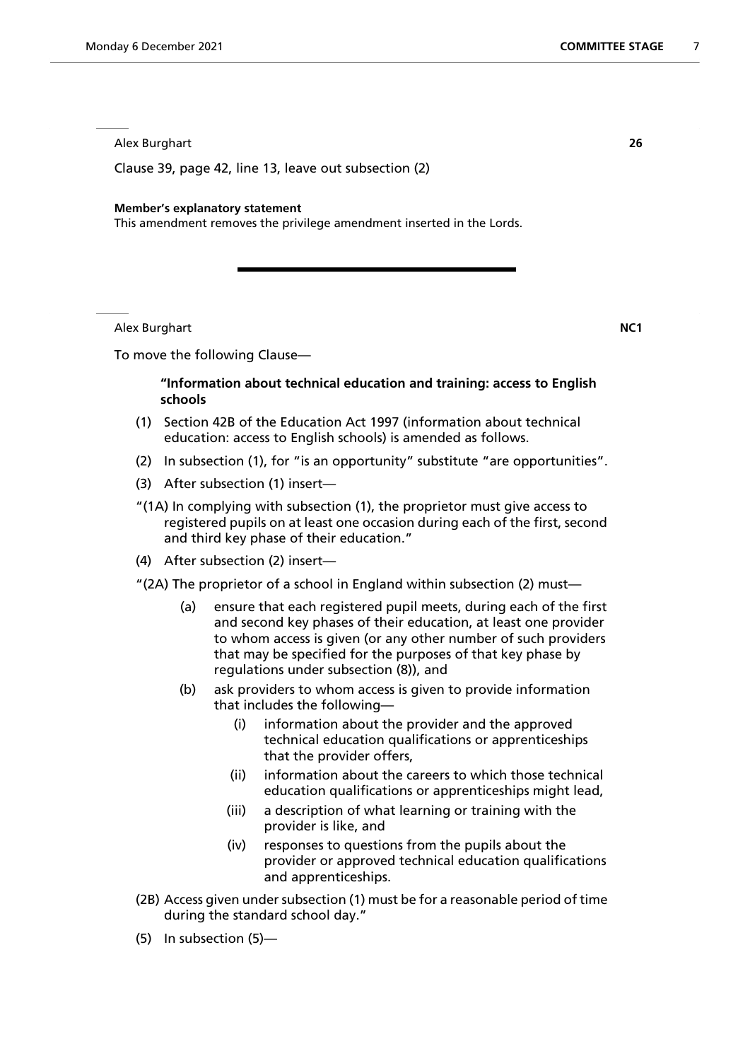Alex Burghart **26**

Clause 39, page 42, line 13, leave out subsection (2)

**Member's explanatory statement**

This amendment removes the privilege amendment inserted in the Lords.

---

Alex Burghart **NC1**

To move the following Clause—

**"Information about technical education and training: access to English schools**

(1) Section 42B of the Education Act 1997 (information about technical education: access to English schools) is amended as follows.

(2) In subsection (1), for "is an opportunity" substitute "are opportunities".

(3) After subsection (1) insert—

"(1A) In complying with subsection (1), the proprietor must give access to registered pupils on at least one occasion during each of the first, second and third key phase of their education."

(4) After subsection (2) insert—

"(2A) The proprietor of a school in England within subsection (2) must—

(a) ensure that each registered pupil meets, during each of the first and second key phases of their education, at least one provider to whom access is given (or any other number of such providers that may be specified for the purposes of that key phase by regulations under subsection (8)), and

(b) ask providers to whom access is given to provide information that includes the following—

(i) information about the provider and the approved technical education qualifications or apprenticeships that the provider offers,

(ii) information about the careers to which those technical education qualifications or apprenticeships might lead,

(iii) a description of what learning or training with the provider is like, and

(iv) responses to questions from the pupils about the provider or approved technical education qualifications and apprenticeships.

(2B) Access given under subsection (1) must be for a reasonable period of time during the standard school day."

(5) In subsection (5)—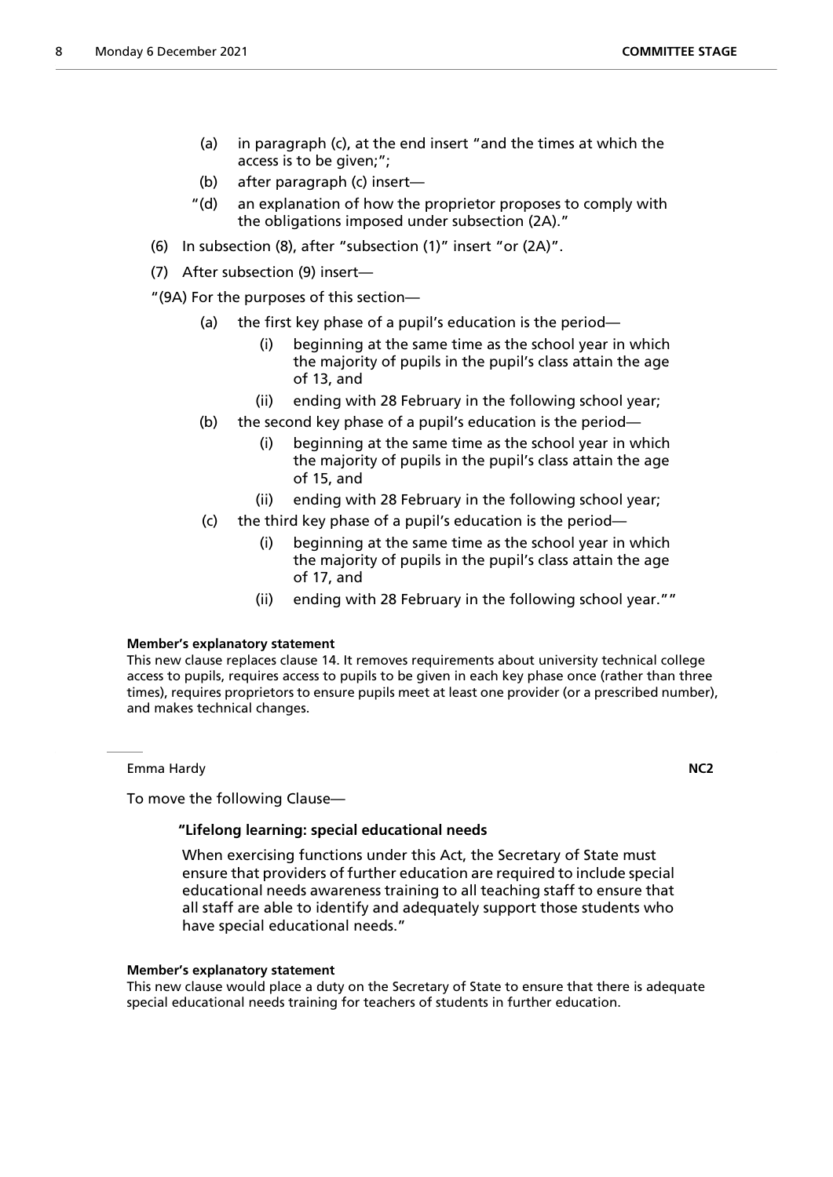(a) in paragraph (c), at the end insert "and the times at which the access is to be given;";

(b) after paragraph (c) insert—

"(d) an explanation of how the proprietor proposes to comply with the obligations imposed under subsection (2A)."

(6) In subsection (8), after "subsection (1)" insert "or (2A)".

(7) After subsection (9) insert—

"(9A) For the purposes of this section—

(a) the first key phase of a pupil's education is the period—

(i) beginning at the same time as the school year in which the majority of pupils in the pupil's class attain the age of 13, and

(ii) ending with 28 February in the following school year;

(b) the second key phase of a pupil's education is the period—

(i) beginning at the same time as the school year in which the majority of pupils in the pupil's class attain the age of 15, and

(ii) ending with 28 February in the following school year;

(c) the third key phase of a pupil's education is the period—

(i) beginning at the same time as the school year in which the majority of pupils in the pupil's class attain the age of 17, and

(ii) ending with 28 February in the following school year.""

**Member's explanatory statement**

This new clause replaces clause 14. It removes requirements about university technical college access to pupils, requires access to pupils to be given in each key phase once (rather than three times), requires proprietors to ensure pupils meet at least one provider (or a prescribed number), and makes technical changes.

---

Emma Hardy **NC2**

To move the following Clause—

**"Lifelong learning: special educational needs**

When exercising functions under this Act, the Secretary of State must ensure that providers of further education are required to include special educational needs awareness training to all teaching staff to ensure that all staff are able to identify and adequately support those students who have special educational needs."

**Member's explanatory statement**

This new clause would place a duty on the Secretary of State to ensure that there is adequate special educational needs training for teachers of students in further education.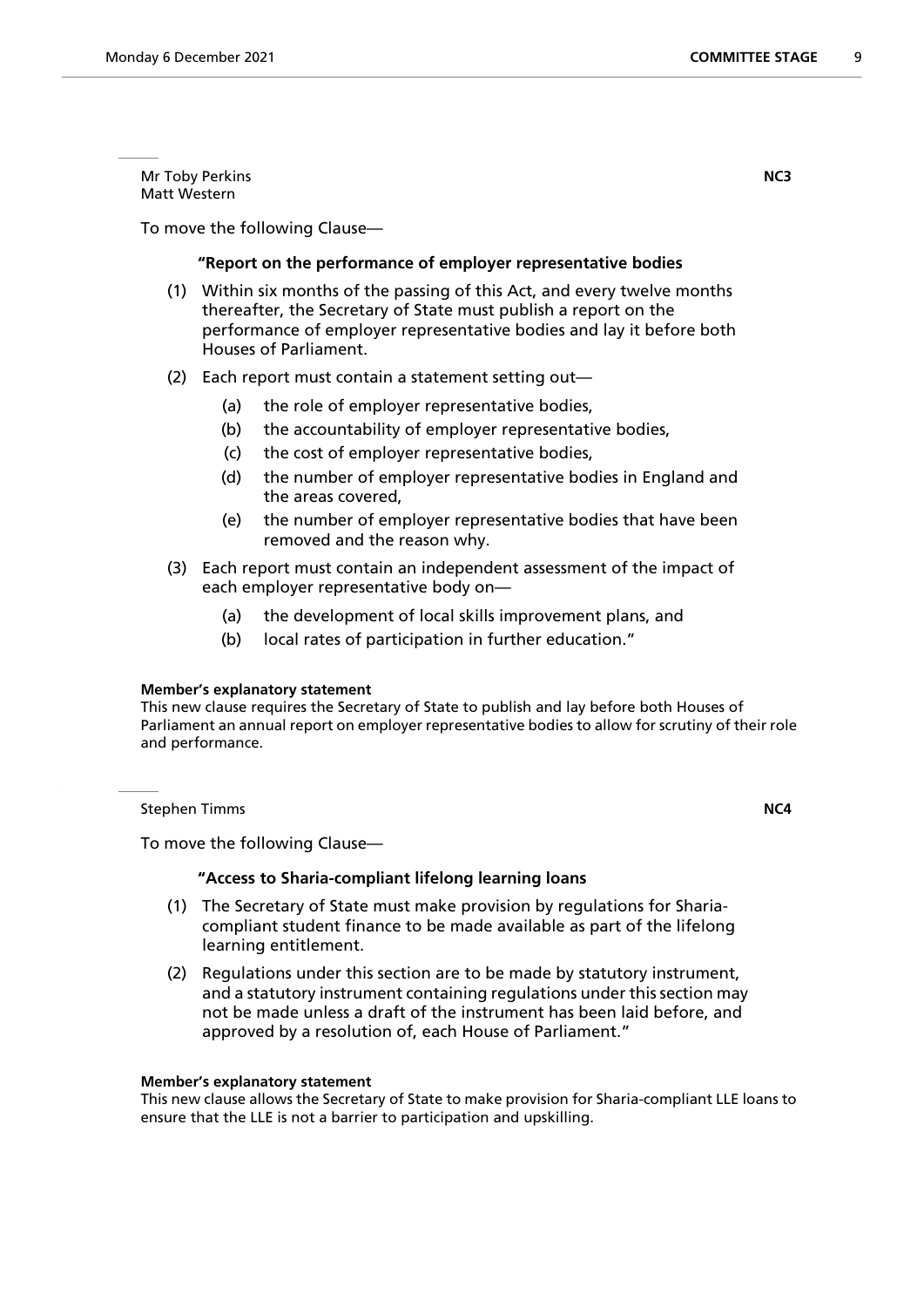Mr Toby Perkins
Matt Western

**NC3**

To move the following Clause—

**"Report on the performance of employer representative bodies**

(1) Within six months of the passing of this Act, and every twelve months thereafter, the Secretary of State must publish a report on the performance of employer representative bodies and lay it before both Houses of Parliament.

(2) Each report must contain a statement setting out—

  (a) the role of employer representative bodies,

  (b) the accountability of employer representative bodies,

  (c) the cost of employer representative bodies,

  (d) the number of employer representative bodies in England and the areas covered,

  (e) the number of employer representative bodies that have been removed and the reason why.

(3) Each report must contain an independent assessment of the impact of each employer representative body on—

  (a) the development of local skills improvement plans, and

  (b) local rates of participation in further education."

**Member's explanatory statement**
This new clause requires the Secretary of State to publish and lay before both Houses of Parliament an annual report on employer representative bodies to allow for scrutiny of their role and performance.

Stephen Timms

**NC4**

To move the following Clause—

**"Access to Sharia-compliant lifelong learning loans**

(1) The Secretary of State must make provision by regulations for Sharia-compliant student finance to be made available as part of the lifelong learning entitlement.

(2) Regulations under this section are to be made by statutory instrument, and a statutory instrument containing regulations under this section may not be made unless a draft of the instrument has been laid before, and approved by a resolution of, each House of Parliament."

**Member's explanatory statement**
This new clause allows the Secretary of State to make provision for Sharia-compliant LLE loans to ensure that the LLE is not a barrier to participation and upskilling.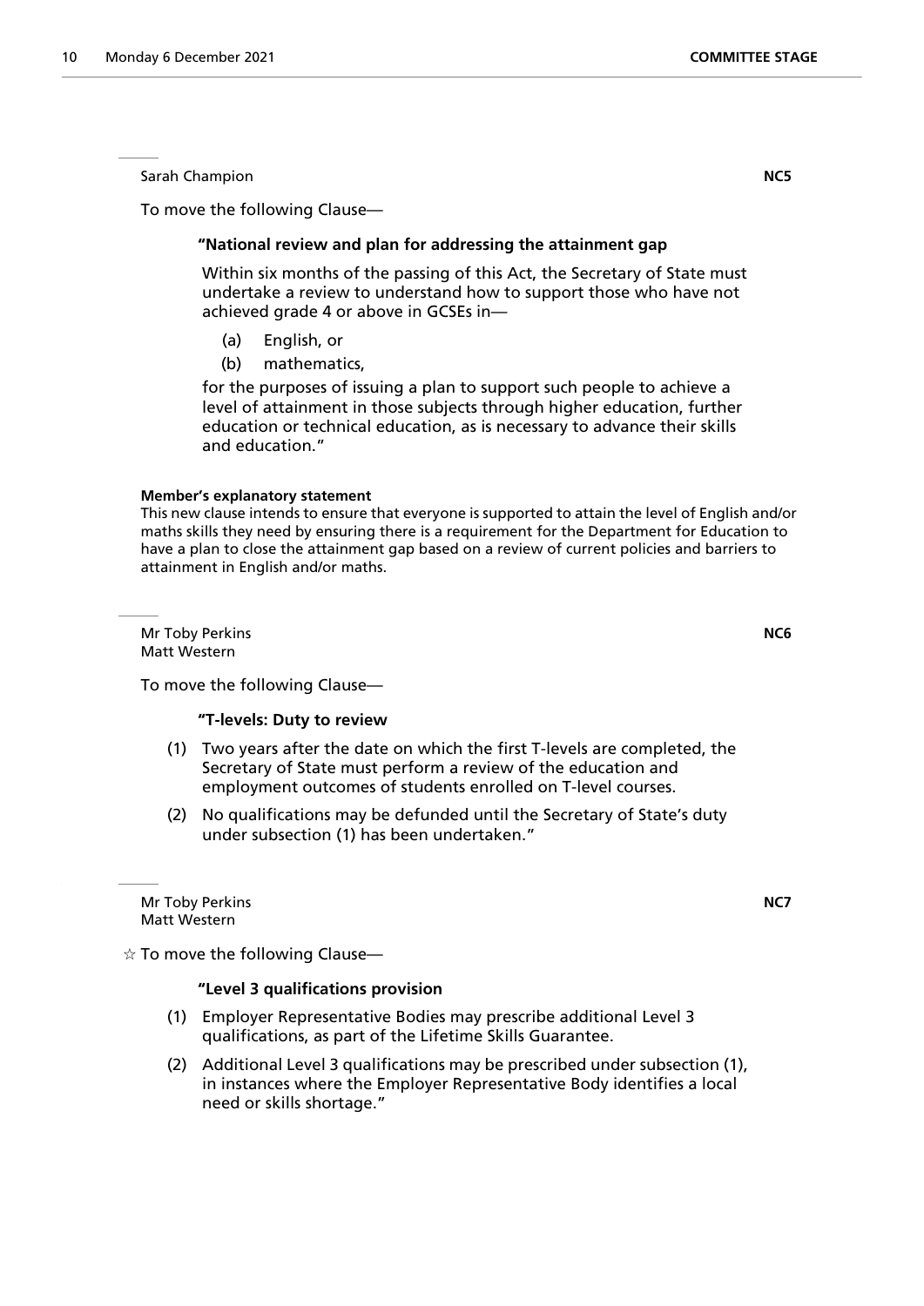Sarah Champion **NC5**

To move the following Clause—

**"National review and plan for addressing the attainment gap**

Within six months of the passing of this Act, the Secretary of State must undertake a review to understand how to support those who have not achieved grade 4 or above in GCSEs in—

(a) English, or

(b) mathematics,

for the purposes of issuing a plan to support such people to achieve a level of attainment in those subjects through higher education, further education or technical education, as is necessary to advance their skills and education."

**Member's explanatory statement**

This new clause intends to ensure that everyone is supported to attain the level of English and/or maths skills they need by ensuring there is a requirement for the Department for Education to have a plan to close the attainment gap based on a review of current policies and barriers to attainment in English and/or maths.

---

Mr Toby Perkins **NC6**
Matt Western

To move the following Clause—

**"T-levels: Duty to review**

(1) Two years after the date on which the first T-levels are completed, the Secretary of State must perform a review of the education and employment outcomes of students enrolled on T-level courses.

(2) No qualifications may be defunded until the Secretary of State's duty under subsection (1) has been undertaken."

---

Mr Toby Perkins **NC7**
Matt Western

☆ To move the following Clause—

**"Level 3 qualifications provision**

(1) Employer Representative Bodies may prescribe additional Level 3 qualifications, as part of the Lifetime Skills Guarantee.

(2) Additional Level 3 qualifications may be prescribed under subsection (1), in instances where the Employer Representative Body identifies a local need or skills shortage."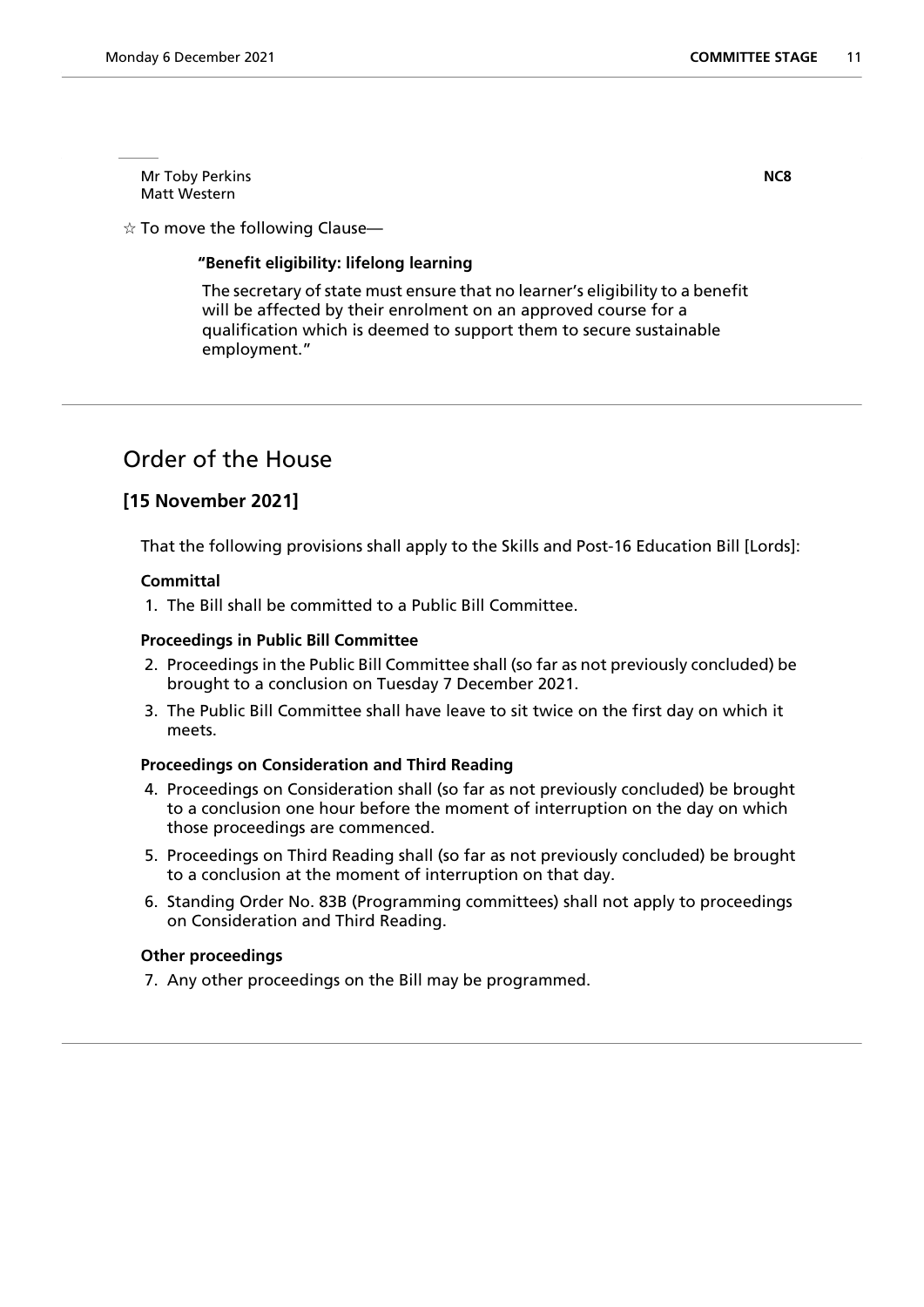Mr Toby Perkins
Matt Western

**NC8**

☆ To move the following Clause—

**"Benefit eligibility: lifelong learning**

The secretary of state must ensure that no learner's eligibility to a benefit will be affected by their enrolment on an approved course for a qualification which is deemed to support them to secure sustainable employment."

## Order of the House

### [15 November 2021]

That the following provisions shall apply to the Skills and Post-16 Education Bill [Lords]:

**Committal**

1. The Bill shall be committed to a Public Bill Committee.

**Proceedings in Public Bill Committee**

2. Proceedings in the Public Bill Committee shall (so far as not previously concluded) be brought to a conclusion on Tuesday 7 December 2021.
3. The Public Bill Committee shall have leave to sit twice on the first day on which it meets.

**Proceedings on Consideration and Third Reading**

4. Proceedings on Consideration shall (so far as not previously concluded) be brought to a conclusion one hour before the moment of interruption on the day on which those proceedings are commenced.
5. Proceedings on Third Reading shall (so far as not previously concluded) be brought to a conclusion at the moment of interruption on that day.
6. Standing Order No. 83B (Programming committees) shall not apply to proceedings on Consideration and Third Reading.

**Other proceedings**

7. Any other proceedings on the Bill may be programmed.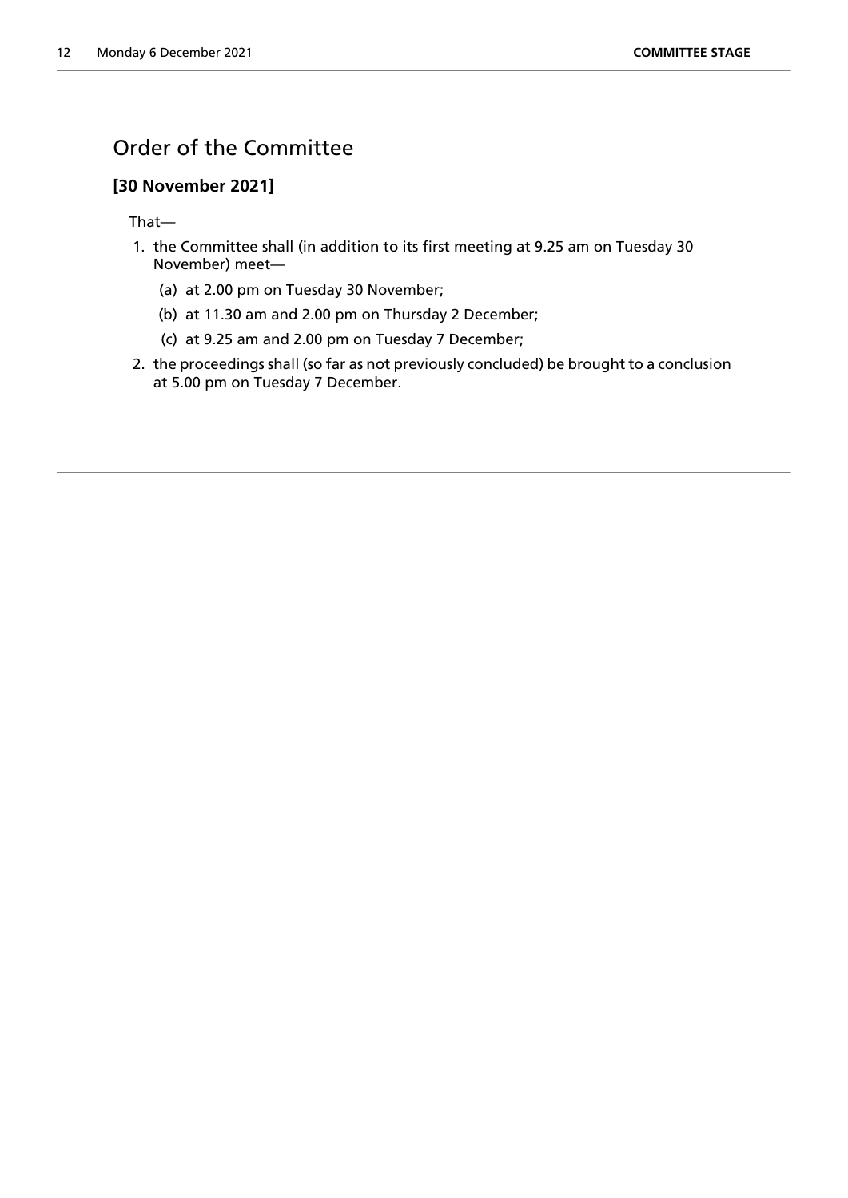## Order of the Committee

### [30 November 2021]

That—

1. the Committee shall (in addition to its first meeting at 9.25 am on Tuesday 30 November) meet—
   - (a) at 2.00 pm on Tuesday 30 November;
   - (b) at 11.30 am and 2.00 pm on Thursday 2 December;
   - (c) at 9.25 am and 2.00 pm on Tuesday 7 December;
2. the proceedings shall (so far as not previously concluded) be brought to a conclusion at 5.00 pm on Tuesday 7 December.